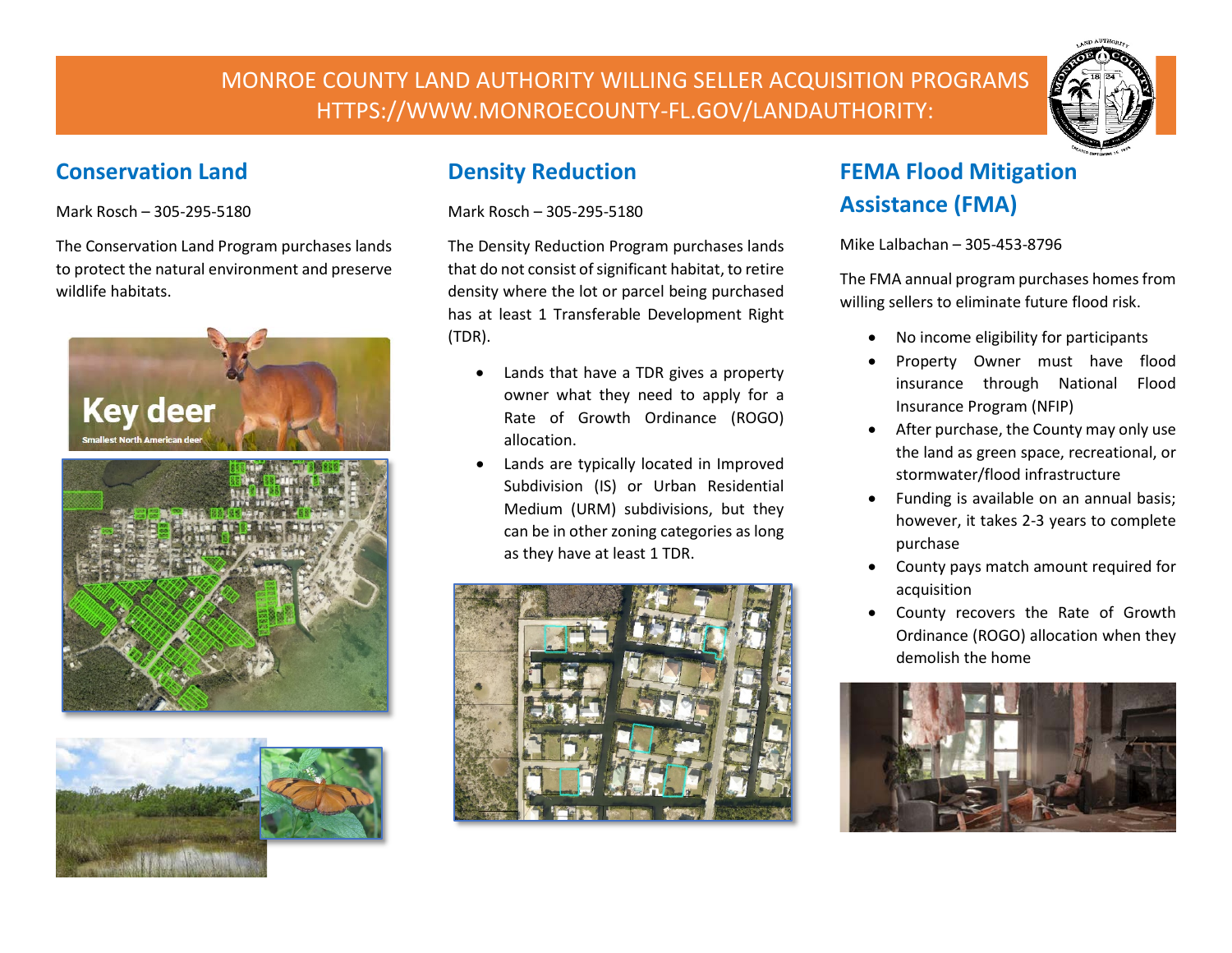# MONROE COUNTY LAND AUTHORITY WILLING SELLER ACQUISITION PROGRAMS HTTPS://WWW.MONROECOUNTY-FL.GOV/LANDAUTHORITY:

## Conservation Land

Mark Rosch – 305-295-5180

The Conservation Land Program purchases lands to protect the natural environment and preserve wildlife habitats.

## Density Reduction

Mark Rosch – 305-295-5180

The Density Reduction Program purchases lands that do not consist of significant habitat, to retire density where the lot or parcel being purchased has at least 1 Transferable Development Right (TDR).

- Lands that have a TDR gives a property owner what they need to apply for a Rate of Growth Ordinance (ROGO) allocation.
- Lands are typically located in Improved Subdivision (IS) or Urban Residential Medium (URM) subdivisions, but they can be in other zoning categories as long as they have at least 1 TDR.

## FEMA Flood Mitigation Assistance (FMA)

Mike Lalbachan – 305-453-8796

The FMA annual program purchases homes from willing sellers to eliminate future flood risk.

- No income eligibility for participants
- Property Owner must have flood insurance through National Flood Insurance Program (NFIP)
- After purchase, the County may only use the land as green space, recreational, or stormwater/flood infrastructure
- Funding is available on an annual basis; however, it takes 2-3 years to complete purchase
- County pays match amount required for acquisition
- County recovers the Rate of Growth Ordinance (ROGO) allocation when they demolish the home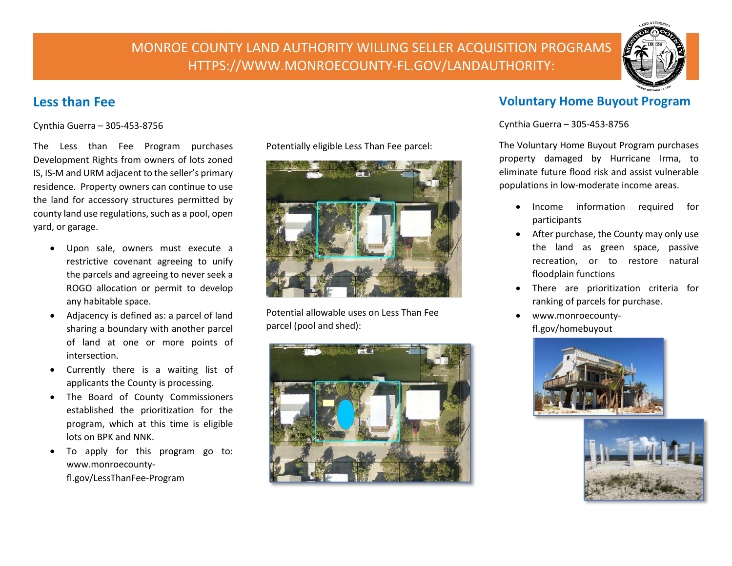# MONROE COUNTY LAND AUTHORITY WILLING SELLER ACQUISITION PROGRAMS
# HTTPS://WWW.MONROECOUNTY-FL.GOV/LANDAUTHORITY:

## Less than Fee

Cynthia Guerra – 305-453-8756

The Less than Fee Program purchases Development Rights from owners of lots zoned IS, IS-M and URM adjacent to the seller's primary residence. Property owners can continue to use the land for accessory structures permitted by county land use regulations, such as a pool, open yard, or garage.

- Upon sale, owners must execute a restrictive covenant agreeing to unify the parcels and agreeing to never seek a ROGO allocation or permit to develop any habitable space.
- Adjacency is defined as: a parcel of land sharing a boundary with another parcel of land at one or more points of intersection.
- Currently there is a waiting list of applicants the County is processing.
- The Board of County Commissioners established the prioritization for the program, which at this time is eligible lots on BPK and NNK.
- To apply for this program go to: www.monroecounty-fl.gov/LessThanFee-Program

Potentially eligible Less Than Fee parcel:

Potential allowable uses on Less Than Fee parcel (pool and shed):

## Voluntary Home Buyout Program

Cynthia Guerra – 305-453-8756

The Voluntary Home Buyout Program purchases property damaged by Hurricane Irma, to eliminate future flood risk and assist vulnerable populations in low-moderate income areas.

- Income information required for participants
- After purchase, the County may only use the land as green space, passive recreation, or to restore natural floodplain functions
- There are prioritization criteria for ranking of parcels for purchase.
- www.monroecounty-fl.gov/homebuyout